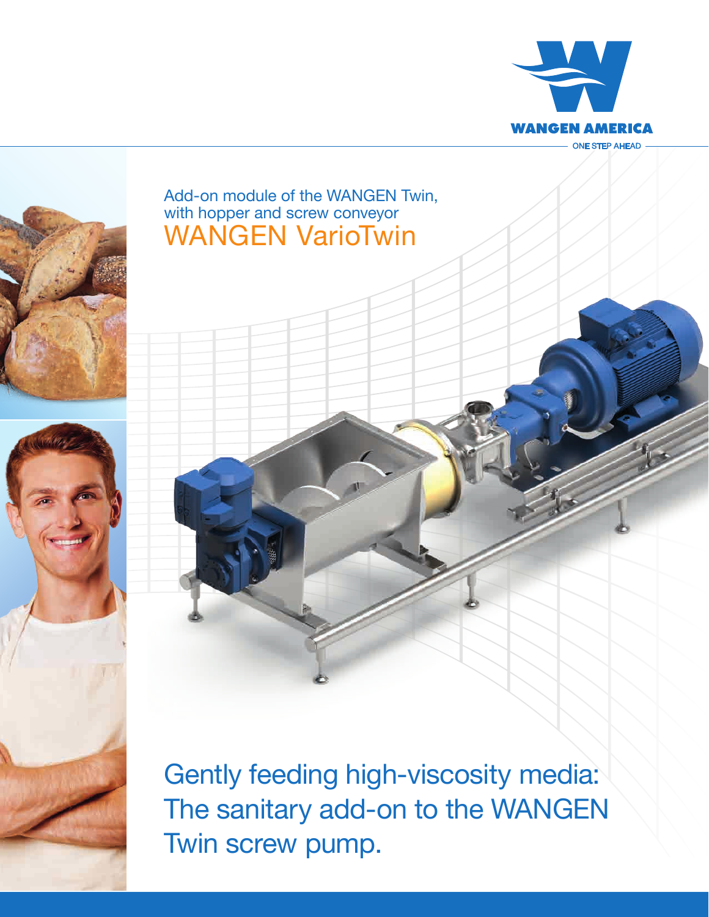WANGEN AMERICA

ONE STEP AHEAD

Add-on module of the WANGEN Twin, with hopper and screw conveyor

# WANGEN VarioTwin

## Gently feeding high-viscosity media: The sanitary add-on to the WANGEN Twin screw pump.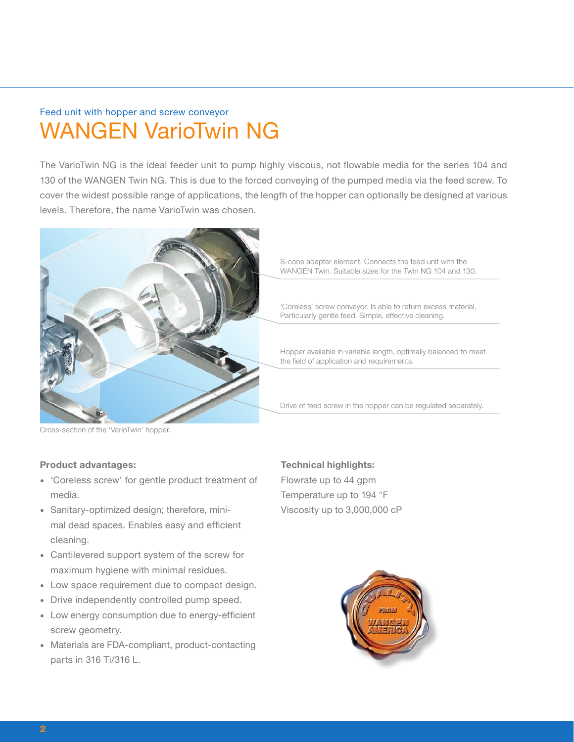Feed unit with hopper and screw conveyor

# WANGEN VarioTwin NG

The VarioTwin NG is the ideal feeder unit to pump highly viscous, not flowable media for the series 104 and 130 of the WANGEN Twin NG. This is due to the forced conveying of the pumped media via the feed screw. To cover the widest possible range of applications, the length of the hopper can optionally be designed at various levels. Therefore, the name VarioTwin was chosen.

S-cone adapter element. Connects the feed unit with the WANGEN Twin. Suitable sizes for the Twin NG 104 and 130.

'Coreless' screw conveyor. Is able to return excess material. Particularly gentle feed. Simple, effective cleaning.

Hopper available in variable length, optimally balanced to meet the field of application and requirements.

Drive of feed screw in the hopper can be regulated separately.

Cross-section of the 'VarioTwin' hopper.

**Product advantages:**

- 'Coreless screw' for gentle product treatment of media.
- Sanitary-optimized design; therefore, minimal dead spaces. Enables easy and efficient cleaning.
- Cantilevered support system of the screw for maximum hygiene with minimal residues.
- Low space requirement due to compact design.
- Drive independently controlled pump speed.
- Low energy consumption due to energy-efficient screw geometry.
- Materials are FDA-compliant, product-contacting parts in 316 Ti/316 L.

**Technical highlights:**

Flowrate up to 44 gpm
Temperature up to 194 °F
Viscosity up to 3,000,000 cP

QUALITY FROM WANGEN AMERICA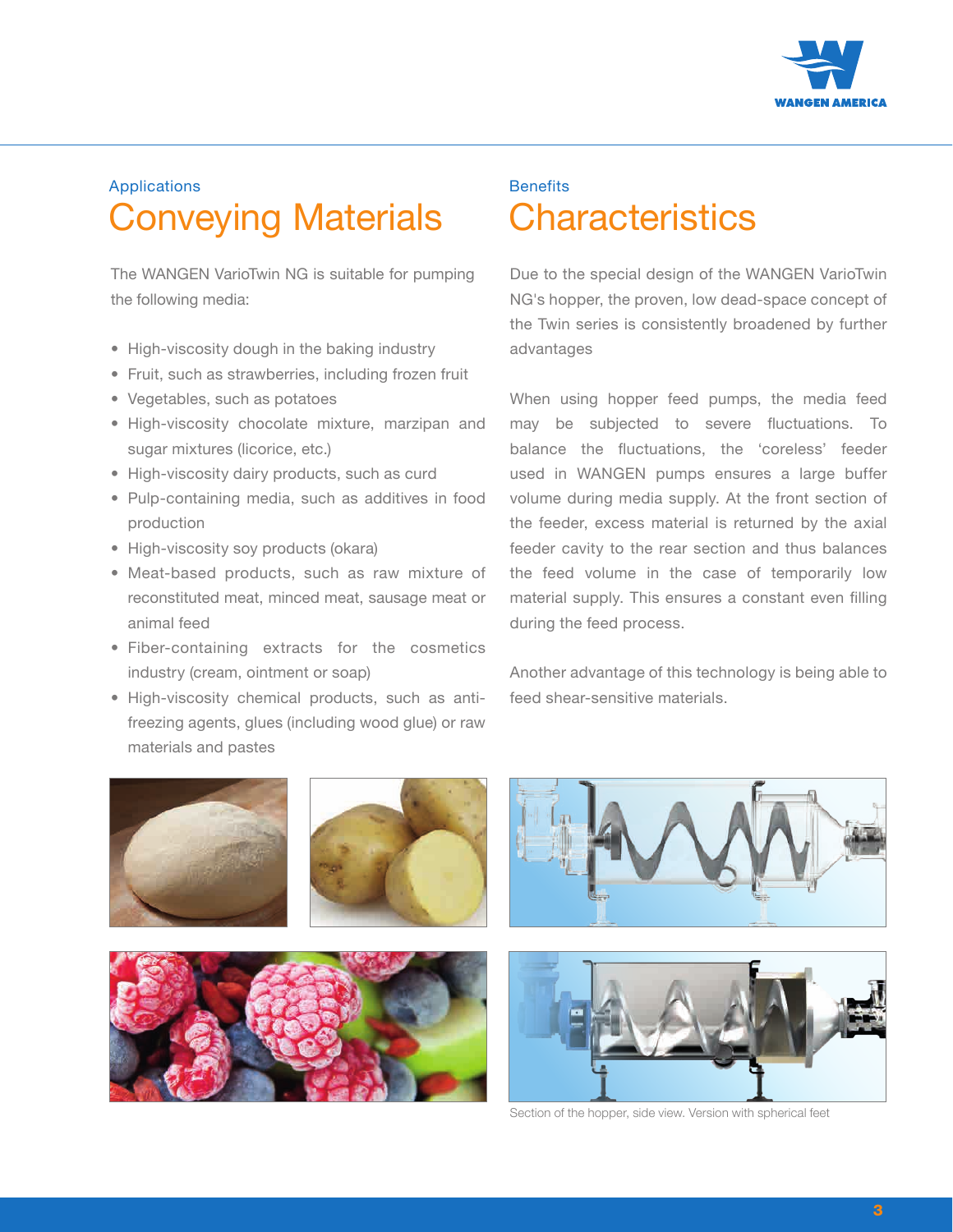Applications

# Conveying Materials

The WANGEN VarioTwin NG is suitable for pumping the following media:

- High-viscosity dough in the baking industry
- Fruit, such as strawberries, including frozen fruit
- Vegetables, such as potatoes
- High-viscosity chocolate mixture, marzipan and sugar mixtures (licorice, etc.)
- High-viscosity dairy products, such as curd
- Pulp-containing media, such as additives in food production
- High-viscosity soy products (okara)
- Meat-based products, such as raw mixture of reconstituted meat, minced meat, sausage meat or animal feed
- Fiber-containing extracts for the cosmetics industry (cream, ointment or soap)
- High-viscosity chemical products, such as anti-freezing agents, glues (including wood glue) or raw materials and pastes

Benefits

# Characteristics

Due to the special design of the WANGEN VarioTwin NG's hopper, the proven, low dead-space concept of the Twin series is consistently broadened by further advantages

When using hopper feed pumps, the media feed may be subjected to severe fluctuations. To balance the fluctuations, the 'coreless' feeder used in WANGEN pumps ensures a large buffer volume during media supply. At the front section of the feeder, excess material is returned by the axial feeder cavity to the rear section and thus balances the feed volume in the case of temporarily low material supply. This ensures a constant even filling during the feed process.

Another advantage of this technology is being able to feed shear-sensitive materials.

Section of the hopper, side view. Version with spherical feet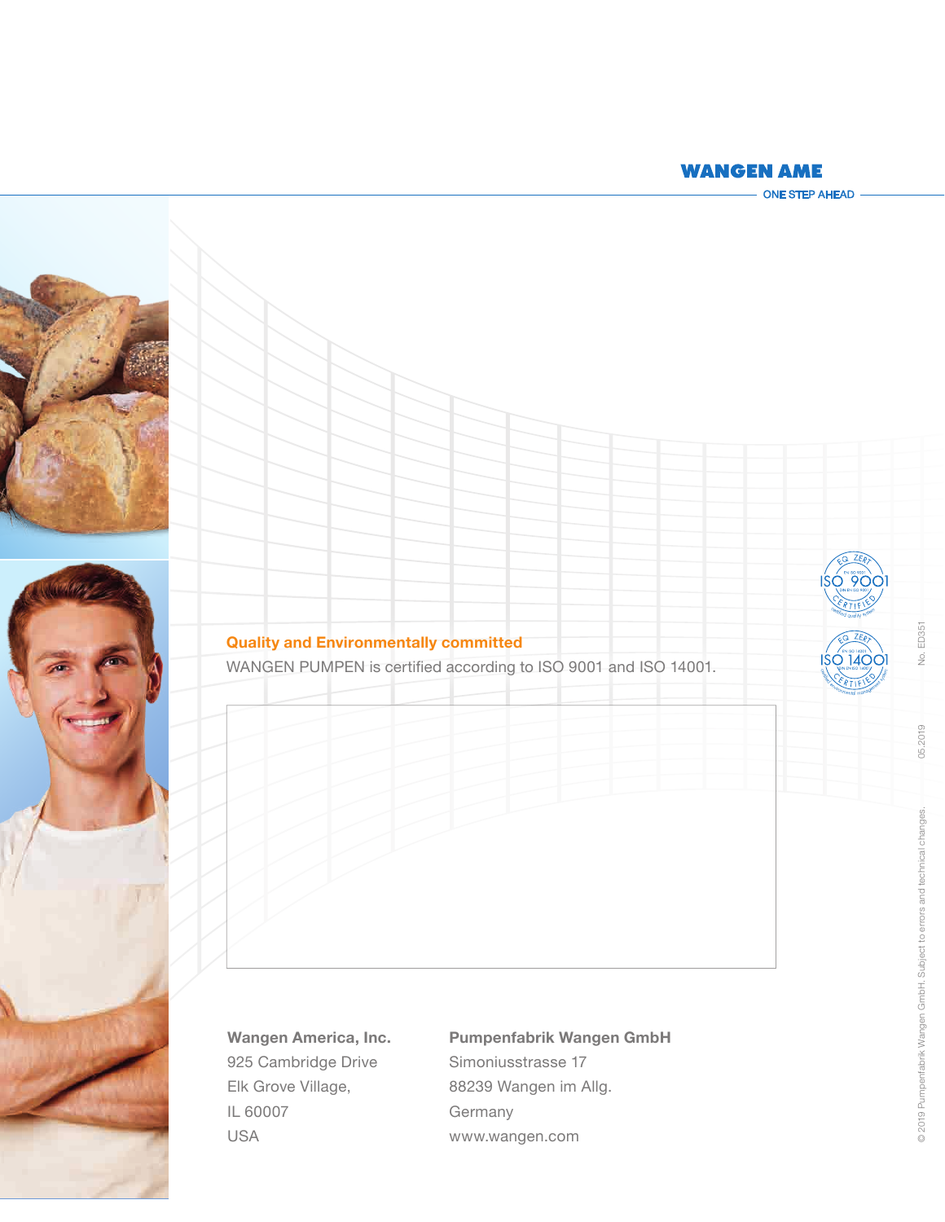WANGEN AME

ONE STEP AHEAD

**Quality and Environmentally committed**

WANGEN PUMPEN is certified according to ISO 9001 and ISO 14001.

**Wangen America, Inc.**
925 Cambridge Drive
Elk Grove Village,
IL 60007
USA

**Pumpenfabrik Wangen GmbH**
Simoniusstrasse 17
88239 Wangen im Allg.
Germany
www.wangen.com

© 2019 Pumpenfabrik Wangen GmbH. Subject to errors and technical changes. 05.2019 No. ED351